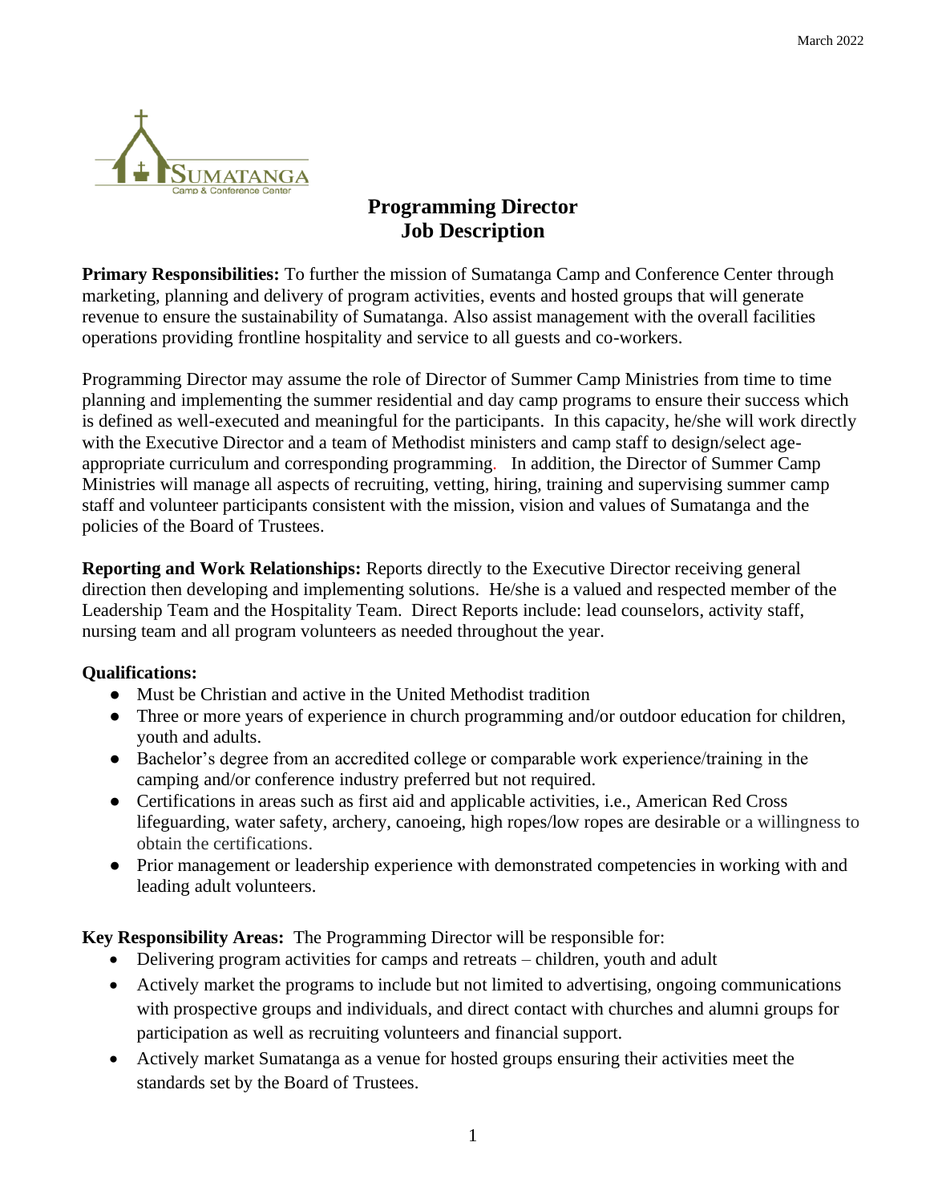# Programming Director
# Job Description

**Primary Responsibilities:** To further the mission of Sumatanga Camp and Conference Center through marketing, planning and delivery of program activities, events and hosted groups that will generate revenue to ensure the sustainability of Sumatanga. Also assist management with the overall facilities operations providing frontline hospitality and service to all guests and co-workers.

Programming Director may assume the role of Director of Summer Camp Ministries from time to time planning and implementing the summer residential and day camp programs to ensure their success which is defined as well-executed and meaningful for the participants. In this capacity, he/she will work directly with the Executive Director and a team of Methodist ministers and camp staff to design/select age-appropriate curriculum and corresponding programming. In addition, the Director of Summer Camp Ministries will manage all aspects of recruiting, vetting, hiring, training and supervising summer camp staff and volunteer participants consistent with the mission, vision and values of Sumatanga and the policies of the Board of Trustees.

**Reporting and Work Relationships:** Reports directly to the Executive Director receiving general direction then developing and implementing solutions. He/she is a valued and respected member of the Leadership Team and the Hospitality Team. Direct Reports include: lead counselors, activity staff, nursing team and all program volunteers as needed throughout the year.

**Qualifications:**

- Must be Christian and active in the United Methodist tradition
- Three or more years of experience in church programming and/or outdoor education for children, youth and adults.
- Bachelor's degree from an accredited college or comparable work experience/training in the camping and/or conference industry preferred but not required.
- Certifications in areas such as first aid and applicable activities, i.e., American Red Cross lifeguarding, water safety, archery, canoeing, high ropes/low ropes are desirable or a willingness to obtain the certifications.
- Prior management or leadership experience with demonstrated competencies in working with and leading adult volunteers.

**Key Responsibility Areas:** The Programming Director will be responsible for:

- Delivering program activities for camps and retreats – children, youth and adult
- Actively market the programs to include but not limited to advertising, ongoing communications with prospective groups and individuals, and direct contact with churches and alumni groups for participation as well as recruiting volunteers and financial support.
- Actively market Sumatanga as a venue for hosted groups ensuring their activities meet the standards set by the Board of Trustees.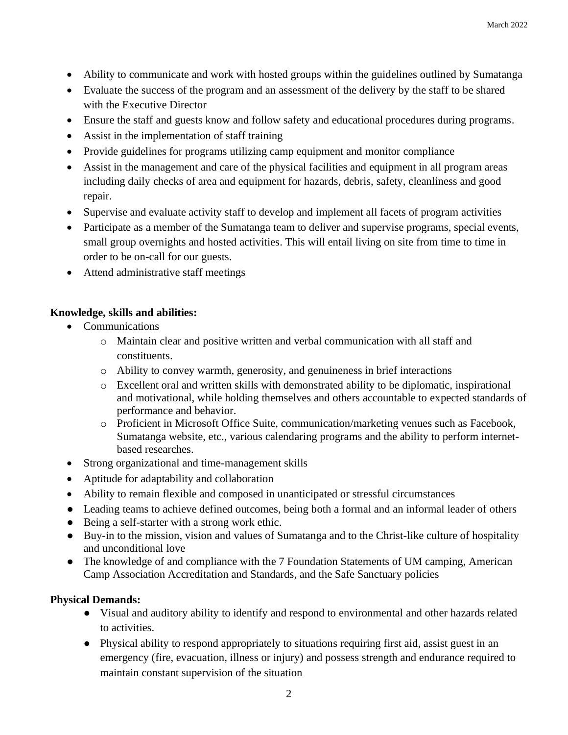- Ability to communicate and work with hosted groups within the guidelines outlined by Sumatanga
- Evaluate the success of the program and an assessment of the delivery by the staff to be shared with the Executive Director
- Ensure the staff and guests know and follow safety and educational procedures during programs.
- Assist in the implementation of staff training
- Provide guidelines for programs utilizing camp equipment and monitor compliance
- Assist in the management and care of the physical facilities and equipment in all program areas including daily checks of area and equipment for hazards, debris, safety, cleanliness and good repair.
- Supervise and evaluate activity staff to develop and implement all facets of program activities
- Participate as a member of the Sumatanga team to deliver and supervise programs, special events, small group overnights and hosted activities. This will entail living on site from time to time in order to be on-call for our guests.
- Attend administrative staff meetings

**Knowledge, skills and abilities:**

- Communications
  - Maintain clear and positive written and verbal communication with all staff and constituents.
  - Ability to convey warmth, generosity, and genuineness in brief interactions
  - Excellent oral and written skills with demonstrated ability to be diplomatic, inspirational and motivational, while holding themselves and others accountable to expected standards of performance and behavior.
  - Proficient in Microsoft Office Suite, communication/marketing venues such as Facebook, Sumatanga website, etc., various calendaring programs and the ability to perform internet-based researches.
- Strong organizational and time-management skills
- Aptitude for adaptability and collaboration
- Ability to remain flexible and composed in unanticipated or stressful circumstances
- Leading teams to achieve defined outcomes, being both a formal and an informal leader of others
- Being a self-starter with a strong work ethic.
- Buy-in to the mission, vision and values of Sumatanga and to the Christ-like culture of hospitality and unconditional love
- The knowledge of and compliance with the 7 Foundation Statements of UM camping, American Camp Association Accreditation and Standards, and the Safe Sanctuary policies

**Physical Demands:**

- Visual and auditory ability to identify and respond to environmental and other hazards related to activities.
- Physical ability to respond appropriately to situations requiring first aid, assist guest in an emergency (fire, evacuation, illness or injury) and possess strength and endurance required to maintain constant supervision of the situation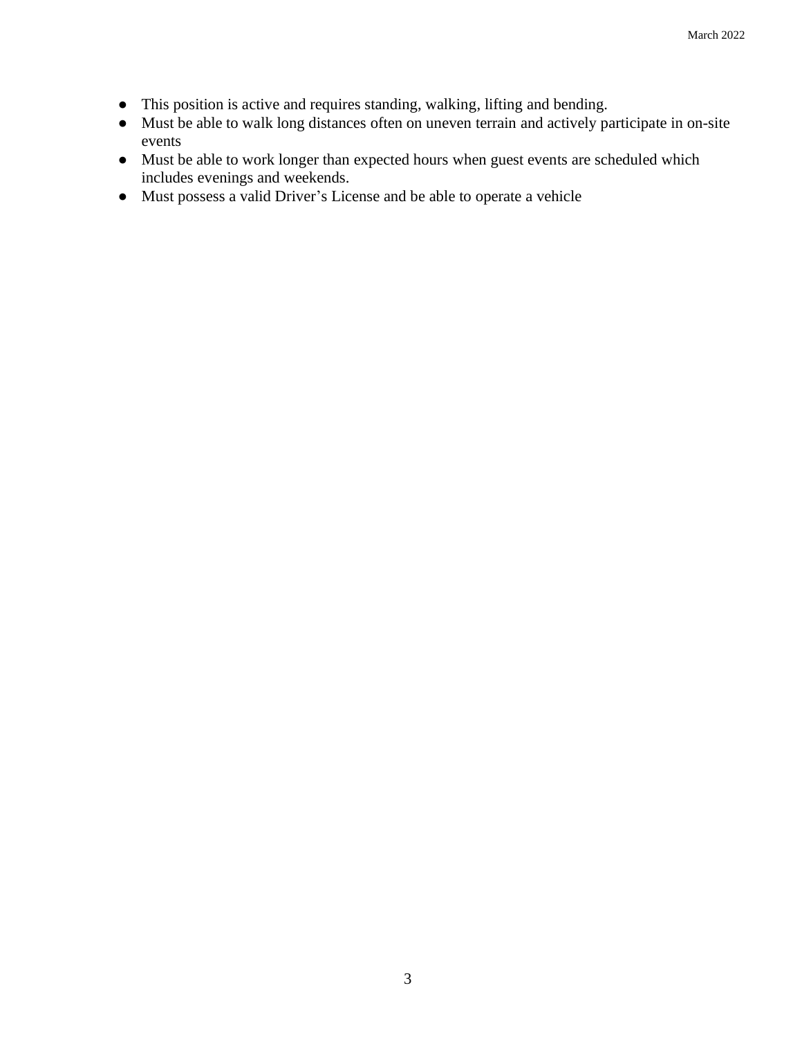- This position is active and requires standing, walking, lifting and bending.
- Must be able to walk long distances often on uneven terrain and actively participate in on-site events
- Must be able to work longer than expected hours when guest events are scheduled which includes evenings and weekends.
- Must possess a valid Driver's License and be able to operate a vehicle